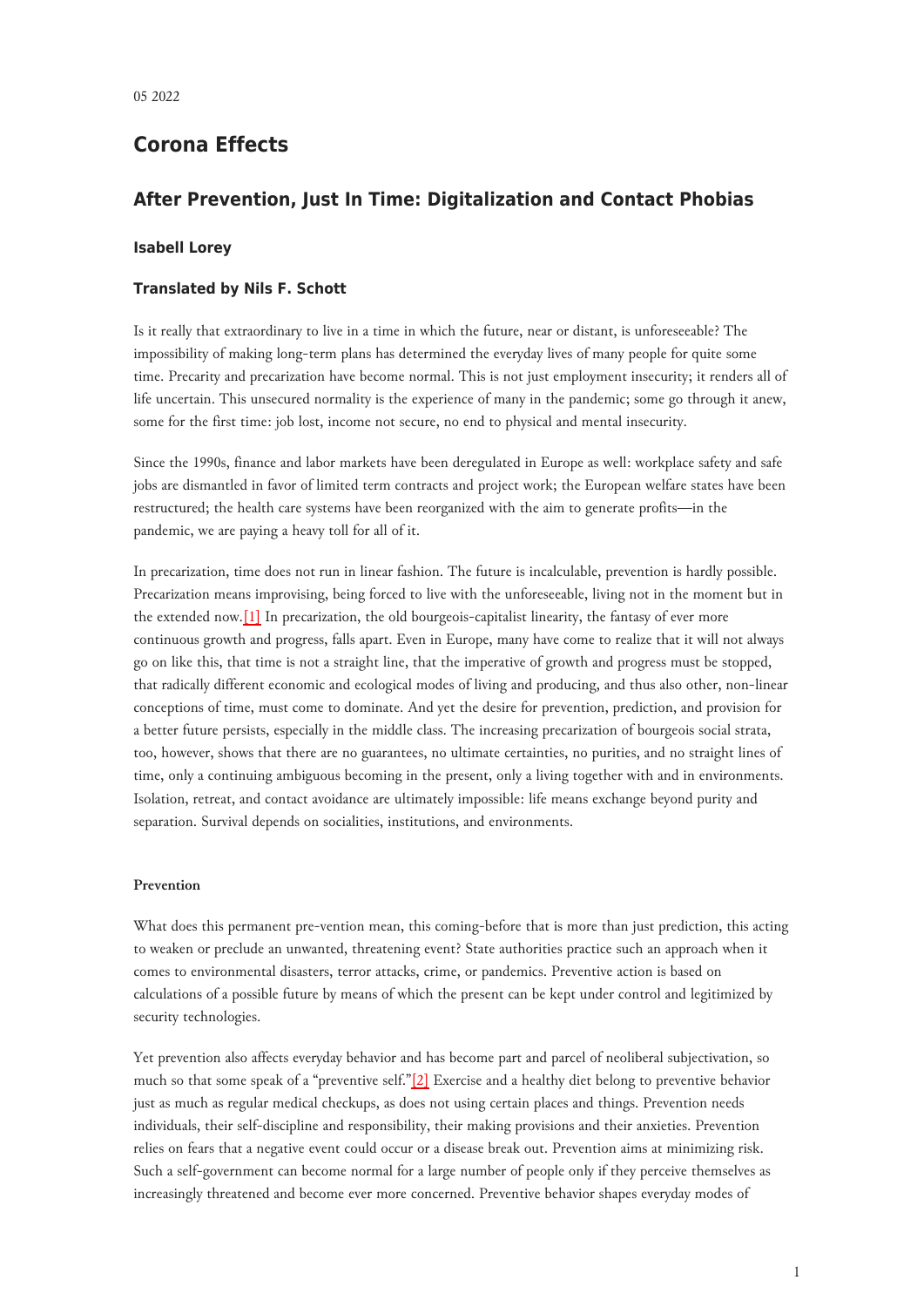05 2022

# Corona Effects

## After Prevention, Just In Time: Digitalization and Contact Phobias

### Isabell Lorey

### Translated by Nils F. Schott

Is it really that extraordinary to live in a time in which the future, near or distant, is unforeseeable? The impossibility of making long-term plans has determined the everyday lives of many people for quite some time. Precarity and precarization have become normal. This is not just employment insecurity; it renders all of life uncertain. This unsecured normality is the experience of many in the pandemic; some go through it anew, some for the first time: job lost, income not secure, no end to physical and mental insecurity.

Since the 1990s, finance and labor markets have been deregulated in Europe as well: workplace safety and safe jobs are dismantled in favor of limited term contracts and project work; the European welfare states have been restructured; the health care systems have been reorganized with the aim to generate profits—in the pandemic, we are paying a heavy toll for all of it.

In precarization, time does not run in linear fashion. The future is incalculable, prevention is hardly possible. Precarization means improvising, being forced to live with the unforeseeable, living not in the moment but in the extended now.[1] In precarization, the old bourgeois-capitalist linearity, the fantasy of ever more continuous growth and progress, falls apart. Even in Europe, many have come to realize that it will not always go on like this, that time is not a straight line, that the imperative of growth and progress must be stopped, that radically different economic and ecological modes of living and producing, and thus also other, non-linear conceptions of time, must come to dominate. And yet the desire for prevention, prediction, and provision for a better future persists, especially in the middle class. The increasing precarization of bourgeois social strata, too, however, shows that there are no guarantees, no ultimate certainties, no purities, and no straight lines of time, only a continuing ambiguous becoming in the present, only a living together with and in environments. Isolation, retreat, and contact avoidance are ultimately impossible: life means exchange beyond purity and separation. Survival depends on socialities, institutions, and environments.

#### Prevention

What does this permanent pre-vention mean, this coming-before that is more than just prediction, this acting to weaken or preclude an unwanted, threatening event? State authorities practice such an approach when it comes to environmental disasters, terror attacks, crime, or pandemics. Preventive action is based on calculations of a possible future by means of which the present can be kept under control and legitimized by security technologies.

Yet prevention also affects everyday behavior and has become part and parcel of neoliberal subjectivation, so much so that some speak of a "preventive self."[2] Exercise and a healthy diet belong to preventive behavior just as much as regular medical checkups, as does not using certain places and things. Prevention needs individuals, their self-discipline and responsibility, their making provisions and their anxieties. Prevention relies on fears that a negative event could occur or a disease break out. Prevention aims at minimizing risk. Such a self-government can become normal for a large number of people only if they perceive themselves as increasingly threatened and become ever more concerned. Preventive behavior shapes everyday modes of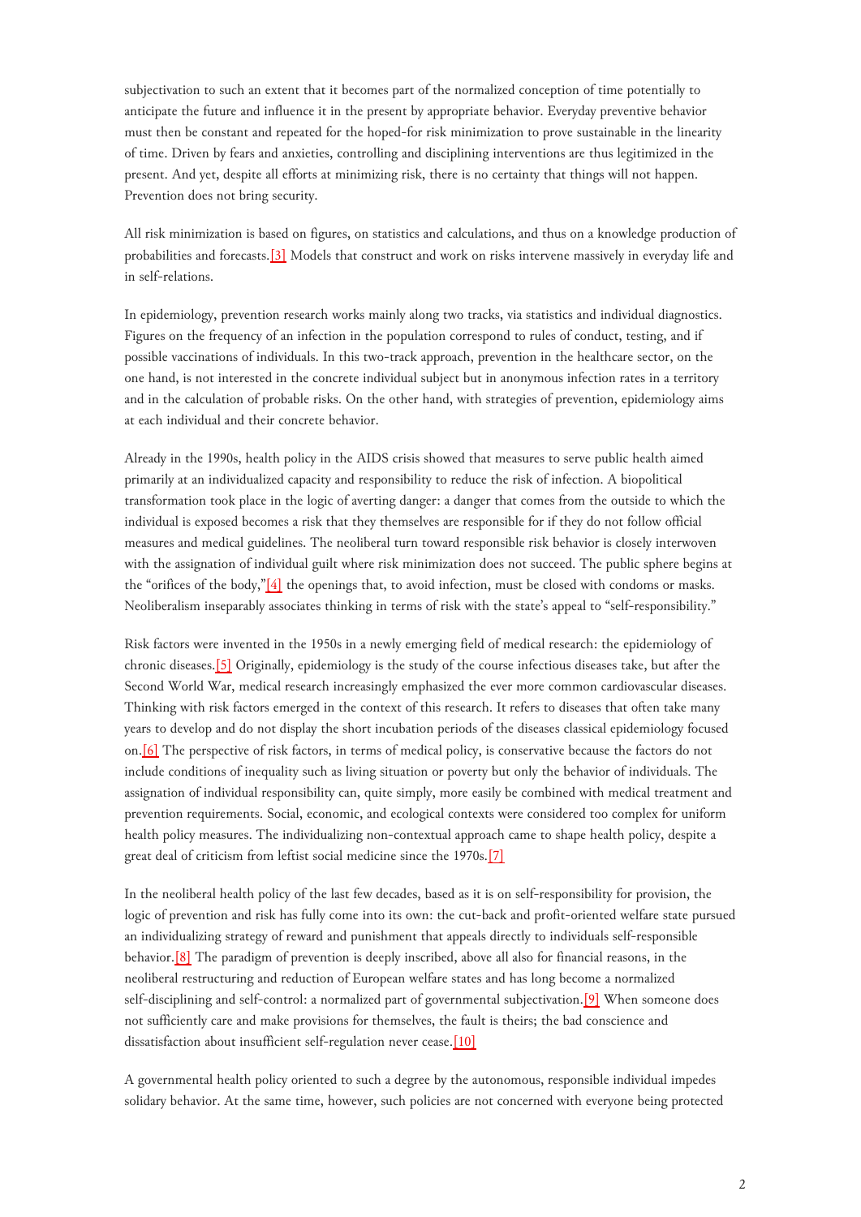subjectivation to such an extent that it becomes part of the normalized conception of time potentially to anticipate the future and influence it in the present by appropriate behavior. Everyday preventive behavior must then be constant and repeated for the hoped-for risk minimization to prove sustainable in the linearity of time. Driven by fears and anxieties, controlling and disciplining interventions are thus legitimized in the present. And yet, despite all efforts at minimizing risk, there is no certainty that things will not happen. Prevention does not bring security.

All risk minimization is based on figures, on statistics and calculations, and thus on a knowledge production of probabilities and forecasts.[3] Models that construct and work on risks intervene massively in everyday life and in self-relations.

In epidemiology, prevention research works mainly along two tracks, via statistics and individual diagnostics. Figures on the frequency of an infection in the population correspond to rules of conduct, testing, and if possible vaccinations of individuals. In this two-track approach, prevention in the healthcare sector, on the one hand, is not interested in the concrete individual subject but in anonymous infection rates in a territory and in the calculation of probable risks. On the other hand, with strategies of prevention, epidemiology aims at each individual and their concrete behavior.

Already in the 1990s, health policy in the AIDS crisis showed that measures to serve public health aimed primarily at an individualized capacity and responsibility to reduce the risk of infection. A biopolitical transformation took place in the logic of averting danger: a danger that comes from the outside to which the individual is exposed becomes a risk that they themselves are responsible for if they do not follow official measures and medical guidelines. The neoliberal turn toward responsible risk behavior is closely interwoven with the assignation of individual guilt where risk minimization does not succeed. The public sphere begins at the "orifices of the body,"[4] the openings that, to avoid infection, must be closed with condoms or masks. Neoliberalism inseparably associates thinking in terms of risk with the state's appeal to "self-responsibility."

Risk factors were invented in the 1950s in a newly emerging field of medical research: the epidemiology of chronic diseases.[5] Originally, epidemiology is the study of the course infectious diseases take, but after the Second World War, medical research increasingly emphasized the ever more common cardiovascular diseases. Thinking with risk factors emerged in the context of this research. It refers to diseases that often take many years to develop and do not display the short incubation periods of the diseases classical epidemiology focused on.[6] The perspective of risk factors, in terms of medical policy, is conservative because the factors do not include conditions of inequality such as living situation or poverty but only the behavior of individuals. The assignation of individual responsibility can, quite simply, more easily be combined with medical treatment and prevention requirements. Social, economic, and ecological contexts were considered too complex for uniform health policy measures. The individualizing non-contextual approach came to shape health policy, despite a great deal of criticism from leftist social medicine since the 1970s.[7]

In the neoliberal health policy of the last few decades, based as it is on self-responsibility for provision, the logic of prevention and risk has fully come into its own: the cut-back and profit-oriented welfare state pursued an individualizing strategy of reward and punishment that appeals directly to individuals self-responsible behavior.[8] The paradigm of prevention is deeply inscribed, above all also for financial reasons, in the neoliberal restructuring and reduction of European welfare states and has long become a normalized self-disciplining and self-control: a normalized part of governmental subjectivation.[9] When someone does not sufficiently care and make provisions for themselves, the fault is theirs; the bad conscience and dissatisfaction about insufficient self-regulation never cease.[10]

A governmental health policy oriented to such a degree by the autonomous, responsible individual impedes solidary behavior. At the same time, however, such policies are not concerned with everyone being protected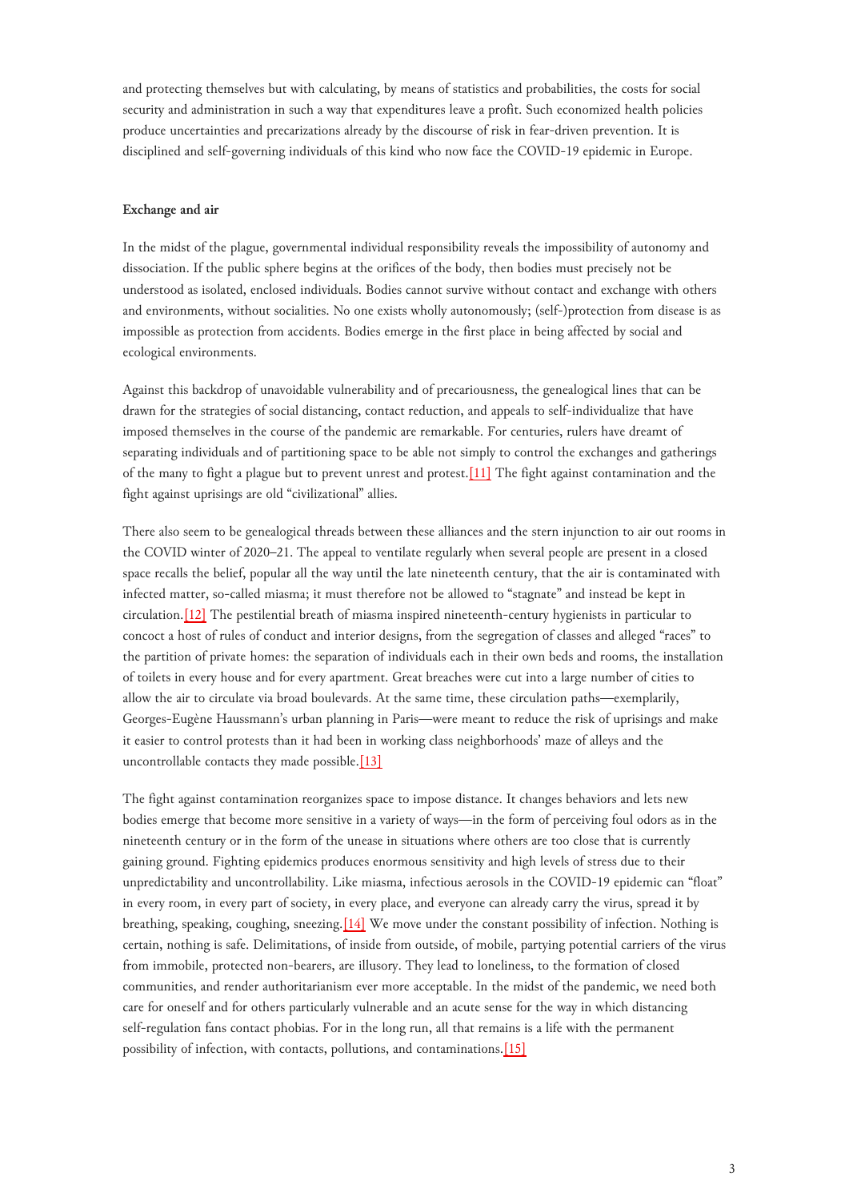and protecting themselves but with calculating, by means of statistics and probabilities, the costs for social security and administration in such a way that expenditures leave a profit. Such economized health policies produce uncertainties and precarizations already by the discourse of risk in fear-driven prevention. It is disciplined and self-governing individuals of this kind who now face the COVID-19 epidemic in Europe.

**Exchange and air**

In the midst of the plague, governmental individual responsibility reveals the impossibility of autonomy and dissociation. If the public sphere begins at the orifices of the body, then bodies must precisely not be understood as isolated, enclosed individuals. Bodies cannot survive without contact and exchange with others and environments, without socialities. No one exists wholly autonomously; (self-)protection from disease is as impossible as protection from accidents. Bodies emerge in the first place in being affected by social and ecological environments.

Against this backdrop of unavoidable vulnerability and of precariousness, the genealogical lines that can be drawn for the strategies of social distancing, contact reduction, and appeals to self-individualize that have imposed themselves in the course of the pandemic are remarkable. For centuries, rulers have dreamt of separating individuals and of partitioning space to be able not simply to control the exchanges and gatherings of the many to fight a plague but to prevent unrest and protest.[11] The fight against contamination and the fight against uprisings are old "civilizational" allies.

There also seem to be genealogical threads between these alliances and the stern injunction to air out rooms in the COVID winter of 2020–21. The appeal to ventilate regularly when several people are present in a closed space recalls the belief, popular all the way until the late nineteenth century, that the air is contaminated with infected matter, so-called miasma; it must therefore not be allowed to "stagnate" and instead be kept in circulation.[12] The pestilential breath of miasma inspired nineteenth-century hygienists in particular to concoct a host of rules of conduct and interior designs, from the segregation of classes and alleged "races" to the partition of private homes: the separation of individuals each in their own beds and rooms, the installation of toilets in every house and for every apartment. Great breaches were cut into a large number of cities to allow the air to circulate via broad boulevards. At the same time, these circulation paths—exemplarily, Georges-Eugène Haussmann's urban planning in Paris—were meant to reduce the risk of uprisings and make it easier to control protests than it had been in working class neighborhoods' maze of alleys and the uncontrollable contacts they made possible.[13]

The fight against contamination reorganizes space to impose distance. It changes behaviors and lets new bodies emerge that become more sensitive in a variety of ways—in the form of perceiving foul odors as in the nineteenth century or in the form of the unease in situations where others are too close that is currently gaining ground. Fighting epidemics produces enormous sensitivity and high levels of stress due to their unpredictability and uncontrollability. Like miasma, infectious aerosols in the COVID-19 epidemic can "float" in every room, in every part of society, in every place, and everyone can already carry the virus, spread it by breathing, speaking, coughing, sneezing.[14] We move under the constant possibility of infection. Nothing is certain, nothing is safe. Delimitations, of inside from outside, of mobile, partying potential carriers of the virus from immobile, protected non-bearers, are illusory. They lead to loneliness, to the formation of closed communities, and render authoritarianism ever more acceptable. In the midst of the pandemic, we need both care for oneself and for others particularly vulnerable and an acute sense for the way in which distancing self-regulation fans contact phobias. For in the long run, all that remains is a life with the permanent possibility of infection, with contacts, pollutions, and contaminations.[15]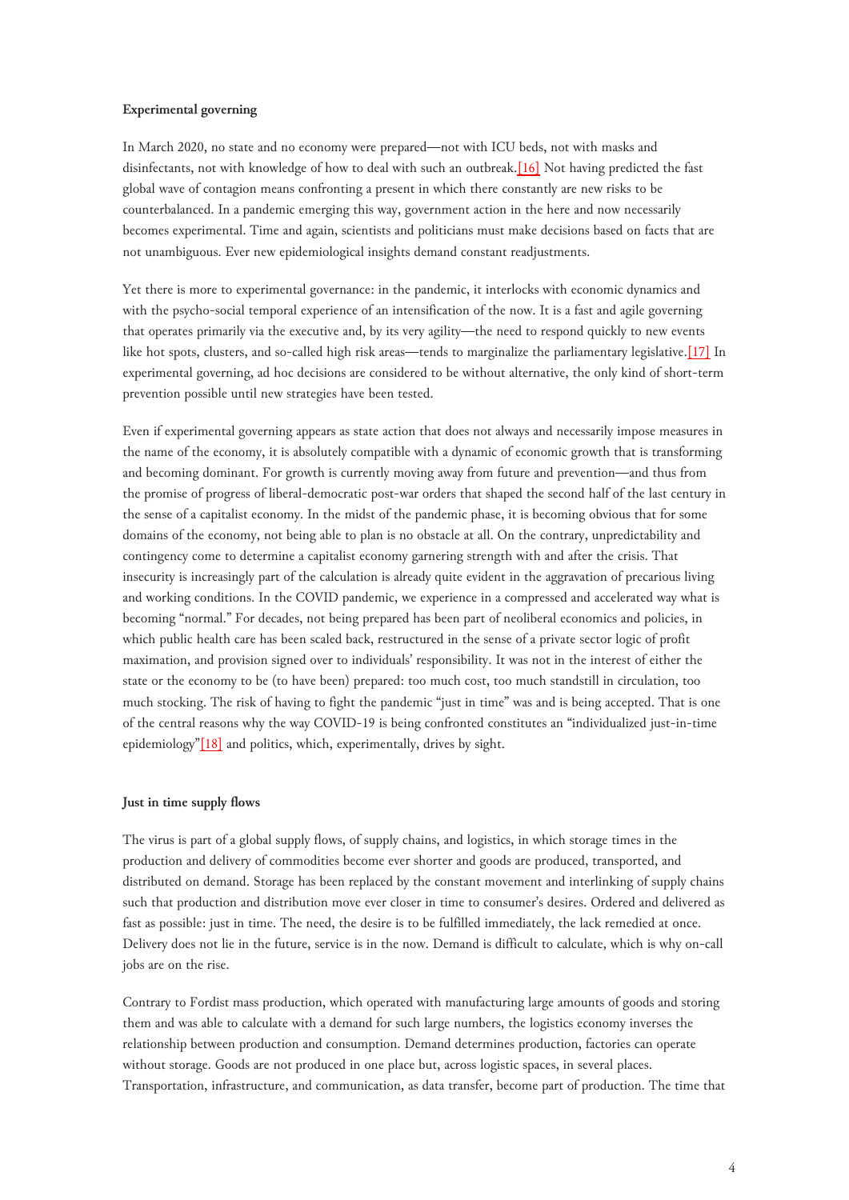**Experimental governing**

In March 2020, no state and no economy were prepared—not with ICU beds, not with masks and disinfectants, not with knowledge of how to deal with such an outbreak.[16] Not having predicted the fast global wave of contagion means confronting a present in which there constantly are new risks to be counterbalanced. In a pandemic emerging this way, government action in the here and now necessarily becomes experimental. Time and again, scientists and politicians must make decisions based on facts that are not unambiguous. Ever new epidemiological insights demand constant readjustments.

Yet there is more to experimental governance: in the pandemic, it interlocks with economic dynamics and with the psycho-social temporal experience of an intensification of the now. It is a fast and agile governing that operates primarily via the executive and, by its very agility—the need to respond quickly to new events like hot spots, clusters, and so-called high risk areas—tends to marginalize the parliamentary legislative.[17] In experimental governing, ad hoc decisions are considered to be without alternative, the only kind of short-term prevention possible until new strategies have been tested.

Even if experimental governing appears as state action that does not always and necessarily impose measures in the name of the economy, it is absolutely compatible with a dynamic of economic growth that is transforming and becoming dominant. For growth is currently moving away from future and prevention—and thus from the promise of progress of liberal-democratic post-war orders that shaped the second half of the last century in the sense of a capitalist economy. In the midst of the pandemic phase, it is becoming obvious that for some domains of the economy, not being able to plan is no obstacle at all. On the contrary, unpredictability and contingency come to determine a capitalist economy garnering strength with and after the crisis. That insecurity is increasingly part of the calculation is already quite evident in the aggravation of precarious living and working conditions. In the COVID pandemic, we experience in a compressed and accelerated way what is becoming "normal." For decades, not being prepared has been part of neoliberal economics and policies, in which public health care has been scaled back, restructured in the sense of a private sector logic of profit maximation, and provision signed over to individuals' responsibility. It was not in the interest of either the state or the economy to be (to have been) prepared: too much cost, too much standstill in circulation, too much stocking. The risk of having to fight the pandemic "just in time" was and is being accepted. That is one of the central reasons why the way COVID-19 is being confronted constitutes an "individualized just-in-time epidemiology"[18] and politics, which, experimentally, drives by sight.

**Just in time supply flows**

The virus is part of a global supply flows, of supply chains, and logistics, in which storage times in the production and delivery of commodities become ever shorter and goods are produced, transported, and distributed on demand. Storage has been replaced by the constant movement and interlinking of supply chains such that production and distribution move ever closer in time to consumer's desires. Ordered and delivered as fast as possible: just in time. The need, the desire is to be fulfilled immediately, the lack remedied at once. Delivery does not lie in the future, service is in the now. Demand is difficult to calculate, which is why on-call jobs are on the rise.

Contrary to Fordist mass production, which operated with manufacturing large amounts of goods and storing them and was able to calculate with a demand for such large numbers, the logistics economy inverses the relationship between production and consumption. Demand determines production, factories can operate without storage. Goods are not produced in one place but, across logistic spaces, in several places. Transportation, infrastructure, and communication, as data transfer, become part of production. The time that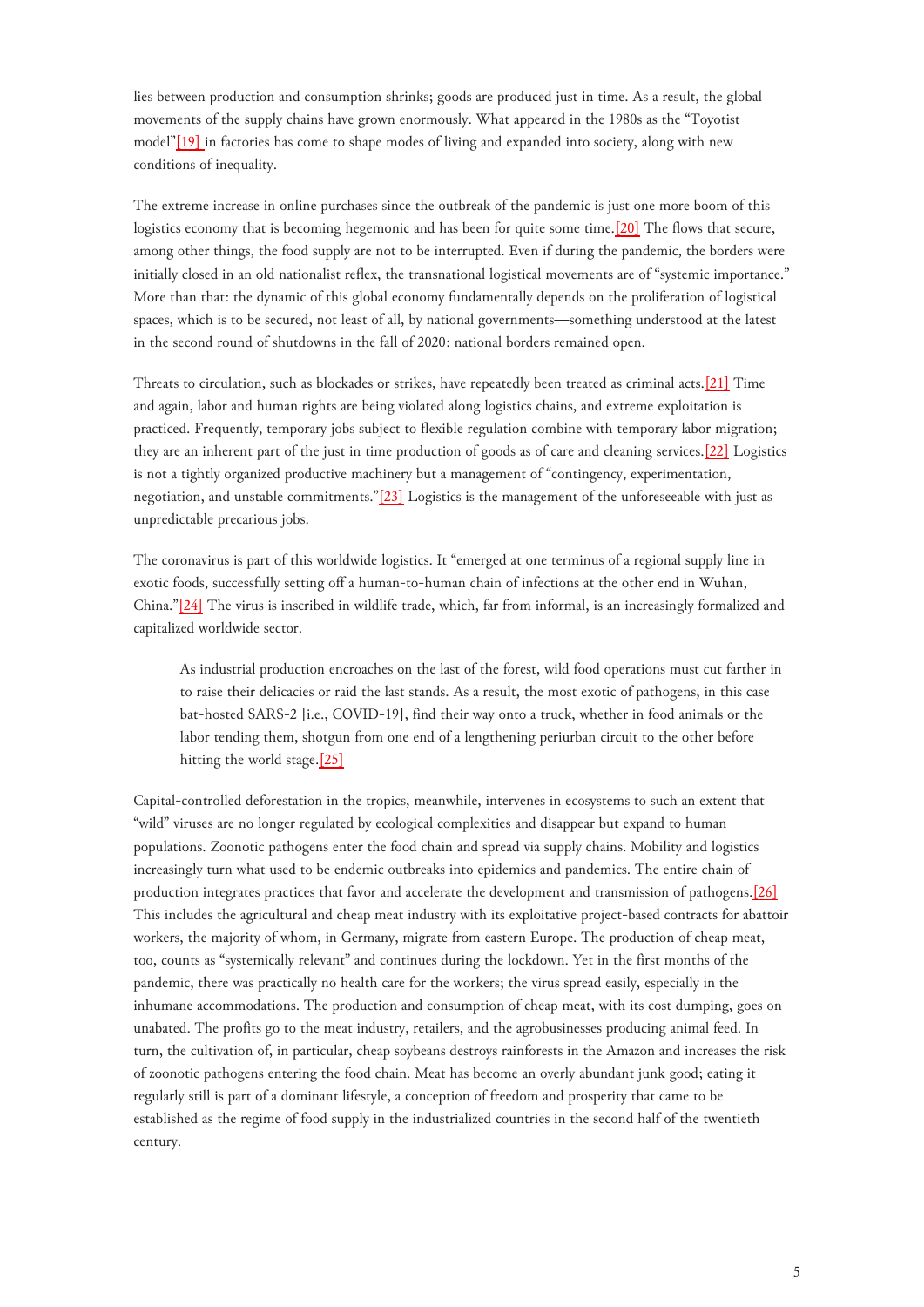lies between production and consumption shrinks; goods are produced just in time. As a result, the global movements of the supply chains have grown enormously. What appeared in the 1980s as the "Toyotist model"[19] in factories has come to shape modes of living and expanded into society, along with new conditions of inequality.

The extreme increase in online purchases since the outbreak of the pandemic is just one more boom of this logistics economy that is becoming hegemonic and has been for quite some time.[20] The flows that secure, among other things, the food supply are not to be interrupted. Even if during the pandemic, the borders were initially closed in an old nationalist reflex, the transnational logistical movements are of "systemic importance." More than that: the dynamic of this global economy fundamentally depends on the proliferation of logistical spaces, which is to be secured, not least of all, by national governments—something understood at the latest in the second round of shutdowns in the fall of 2020: national borders remained open.

Threats to circulation, such as blockades or strikes, have repeatedly been treated as criminal acts.[21] Time and again, labor and human rights are being violated along logistics chains, and extreme exploitation is practiced. Frequently, temporary jobs subject to flexible regulation combine with temporary labor migration; they are an inherent part of the just in time production of goods as of care and cleaning services.[22] Logistics is not a tightly organized productive machinery but a management of "contingency, experimentation, negotiation, and unstable commitments."[23] Logistics is the management of the unforeseeable with just as unpredictable precarious jobs.

The coronavirus is part of this worldwide logistics. It "emerged at one terminus of a regional supply line in exotic foods, successfully setting off a human-to-human chain of infections at the other end in Wuhan, China."[24] The virus is inscribed in wildlife trade, which, far from informal, is an increasingly formalized and capitalized worldwide sector.

> As industrial production encroaches on the last of the forest, wild food operations must cut farther in to raise their delicacies or raid the last stands. As a result, the most exotic of pathogens, in this case bat-hosted SARS-2 [i.e., COVID-19], find their way onto a truck, whether in food animals or the labor tending them, shotgun from one end of a lengthening periurban circuit to the other before hitting the world stage.[25]

Capital-controlled deforestation in the tropics, meanwhile, intervenes in ecosystems to such an extent that "wild" viruses are no longer regulated by ecological complexities and disappear but expand to human populations. Zoonotic pathogens enter the food chain and spread via supply chains. Mobility and logistics increasingly turn what used to be endemic outbreaks into epidemics and pandemics. The entire chain of production integrates practices that favor and accelerate the development and transmission of pathogens.[26] This includes the agricultural and cheap meat industry with its exploitative project-based contracts for abattoir workers, the majority of whom, in Germany, migrate from eastern Europe. The production of cheap meat, too, counts as "systemically relevant" and continues during the lockdown. Yet in the first months of the pandemic, there was practically no health care for the workers; the virus spread easily, especially in the inhumane accommodations. The production and consumption of cheap meat, with its cost dumping, goes on unabated. The profits go to the meat industry, retailers, and the agrobusinesses producing animal feed. In turn, the cultivation of, in particular, cheap soybeans destroys rainforests in the Amazon and increases the risk of zoonotic pathogens entering the food chain. Meat has become an overly abundant junk good; eating it regularly still is part of a dominant lifestyle, a conception of freedom and prosperity that came to be established as the regime of food supply in the industrialized countries in the second half of the twentieth century.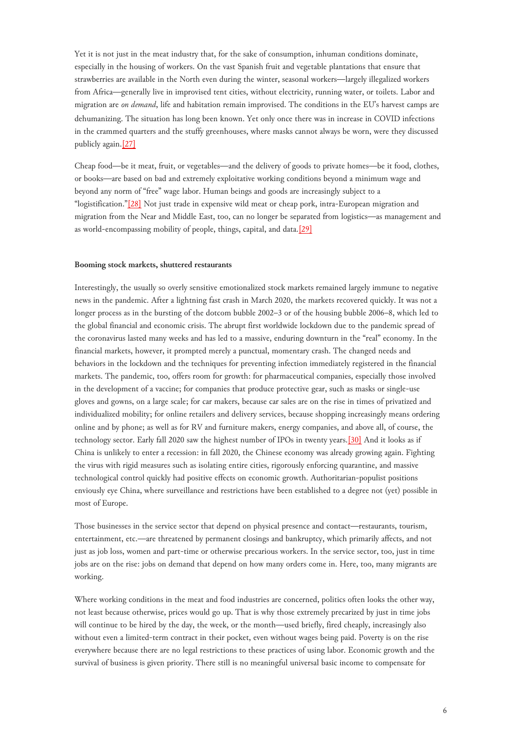Yet it is not just in the meat industry that, for the sake of consumption, inhuman conditions dominate, especially in the housing of workers. On the vast Spanish fruit and vegetable plantations that ensure that strawberries are available in the North even during the winter, seasonal workers—largely illegalized workers from Africa—generally live in improvised tent cities, without electricity, running water, or toilets. Labor and migration are *on demand*, life and habitation remain improvised. The conditions in the EU's harvest camps are dehumanizing. The situation has long been known. Yet only once there was in increase in COVID infections in the crammed quarters and the stuffy greenhouses, where masks cannot always be worn, were they discussed publicly again.[27]

Cheap food—be it meat, fruit, or vegetables—and the delivery of goods to private homes—be it food, clothes, or books—are based on bad and extremely exploitative working conditions beyond a minimum wage and beyond any norm of "free" wage labor. Human beings and goods are increasingly subject to a "logistification."[28] Not just trade in expensive wild meat or cheap pork, intra-European migration and migration from the Near and Middle East, too, can no longer be separated from logistics—as management and as world-encompassing mobility of people, things, capital, and data.[29]

**Booming stock markets, shuttered restaurants**

Interestingly, the usually so overly sensitive emotionalized stock markets remained largely immune to negative news in the pandemic. After a lightning fast crash in March 2020, the markets recovered quickly. It was not a longer process as in the bursting of the dotcom bubble 2002–3 or of the housing bubble 2006–8, which led to the global financial and economic crisis. The abrupt first worldwide lockdown due to the pandemic spread of the coronavirus lasted many weeks and has led to a massive, enduring downturn in the "real" economy. In the financial markets, however, it prompted merely a punctual, momentary crash. The changed needs and behaviors in the lockdown and the techniques for preventing infection immediately registered in the financial markets. The pandemic, too, offers room for growth: for pharmaceutical companies, especially those involved in the development of a vaccine; for companies that produce protective gear, such as masks or single-use gloves and gowns, on a large scale; for car makers, because car sales are on the rise in times of privatized and individualized mobility; for online retailers and delivery services, because shopping increasingly means ordering online and by phone; as well as for RV and furniture makers, energy companies, and above all, of course, the technology sector. Early fall 2020 saw the highest number of IPOs in twenty years.[30] And it looks as if China is unlikely to enter a recession: in fall 2020, the Chinese economy was already growing again. Fighting the virus with rigid measures such as isolating entire cities, rigorously enforcing quarantine, and massive technological control quickly had positive effects on economic growth. Authoritarian-populist positions enviously eye China, where surveillance and restrictions have been established to a degree not (yet) possible in most of Europe.

Those businesses in the service sector that depend on physical presence and contact—restaurants, tourism, entertainment, etc.—are threatened by permanent closings and bankruptcy, which primarily affects, and not just as job loss, women and part-time or otherwise precarious workers. In the service sector, too, just in time jobs are on the rise: jobs on demand that depend on how many orders come in. Here, too, many migrants are working.

Where working conditions in the meat and food industries are concerned, politics often looks the other way, not least because otherwise, prices would go up. That is why those extremely precarized by just in time jobs will continue to be hired by the day, the week, or the month—used briefly, fired cheaply, increasingly also without even a limited-term contract in their pocket, even without wages being paid. Poverty is on the rise everywhere because there are no legal restrictions to these practices of using labor. Economic growth and the survival of business is given priority. There still is no meaningful universal basic income to compensate for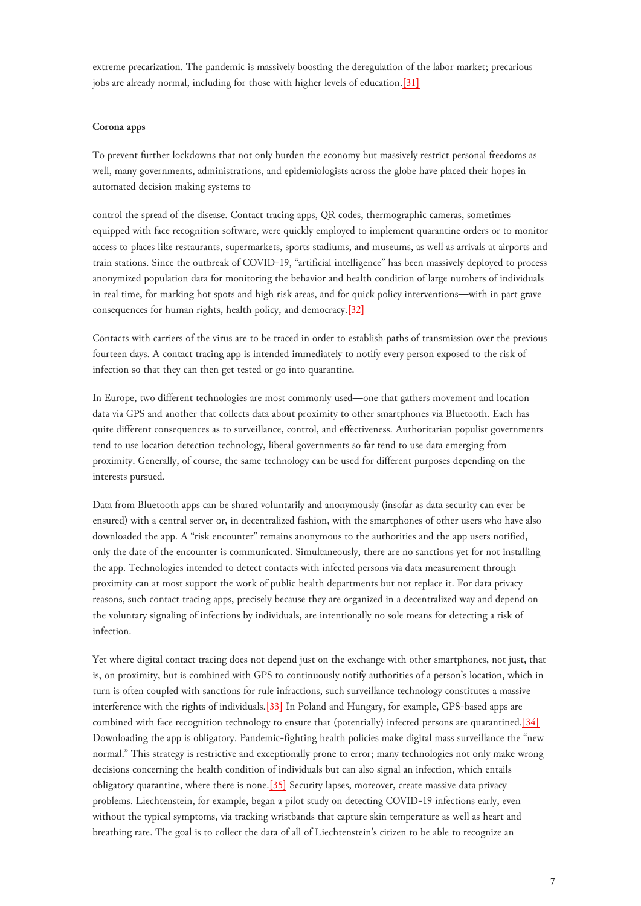extreme precarization. The pandemic is massively boosting the deregulation of the labor market; precarious jobs are already normal, including for those with higher levels of education.[31]

**Corona apps**

To prevent further lockdowns that not only burden the economy but massively restrict personal freedoms as well, many governments, administrations, and epidemiologists across the globe have placed their hopes in automated decision making systems to

control the spread of the disease. Contact tracing apps, QR codes, thermographic cameras, sometimes equipped with face recognition software, were quickly employed to implement quarantine orders or to monitor access to places like restaurants, supermarkets, sports stadiums, and museums, as well as arrivals at airports and train stations. Since the outbreak of COVID-19, "artificial intelligence" has been massively deployed to process anonymized population data for monitoring the behavior and health condition of large numbers of individuals in real time, for marking hot spots and high risk areas, and for quick policy interventions—with in part grave consequences for human rights, health policy, and democracy.[32]

Contacts with carriers of the virus are to be traced in order to establish paths of transmission over the previous fourteen days. A contact tracing app is intended immediately to notify every person exposed to the risk of infection so that they can then get tested or go into quarantine.

In Europe, two different technologies are most commonly used—one that gathers movement and location data via GPS and another that collects data about proximity to other smartphones via Bluetooth. Each has quite different consequences as to surveillance, control, and effectiveness. Authoritarian populist governments tend to use location detection technology, liberal governments so far tend to use data emerging from proximity. Generally, of course, the same technology can be used for different purposes depending on the interests pursued.

Data from Bluetooth apps can be shared voluntarily and anonymously (insofar as data security can ever be ensured) with a central server or, in decentralized fashion, with the smartphones of other users who have also downloaded the app. A "risk encounter" remains anonymous to the authorities and the app users notified, only the date of the encounter is communicated. Simultaneously, there are no sanctions yet for not installing the app. Technologies intended to detect contacts with infected persons via data measurement through proximity can at most support the work of public health departments but not replace it. For data privacy reasons, such contact tracing apps, precisely because they are organized in a decentralized way and depend on the voluntary signaling of infections by individuals, are intentionally no sole means for detecting a risk of infection.

Yet where digital contact tracing does not depend just on the exchange with other smartphones, not just, that is, on proximity, but is combined with GPS to continuously notify authorities of a person's location, which in turn is often coupled with sanctions for rule infractions, such surveillance technology constitutes a massive interference with the rights of individuals.[33] In Poland and Hungary, for example, GPS-based apps are combined with face recognition technology to ensure that (potentially) infected persons are quarantined.[34] Downloading the app is obligatory. Pandemic-fighting health policies make digital mass surveillance the "new normal." This strategy is restrictive and exceptionally prone to error; many technologies not only make wrong decisions concerning the health condition of individuals but can also signal an infection, which entails obligatory quarantine, where there is none.[35] Security lapses, moreover, create massive data privacy problems. Liechtenstein, for example, began a pilot study on detecting COVID-19 infections early, even without the typical symptoms, via tracking wristbands that capture skin temperature as well as heart and breathing rate. The goal is to collect the data of all of Liechtenstein's citizen to be able to recognize an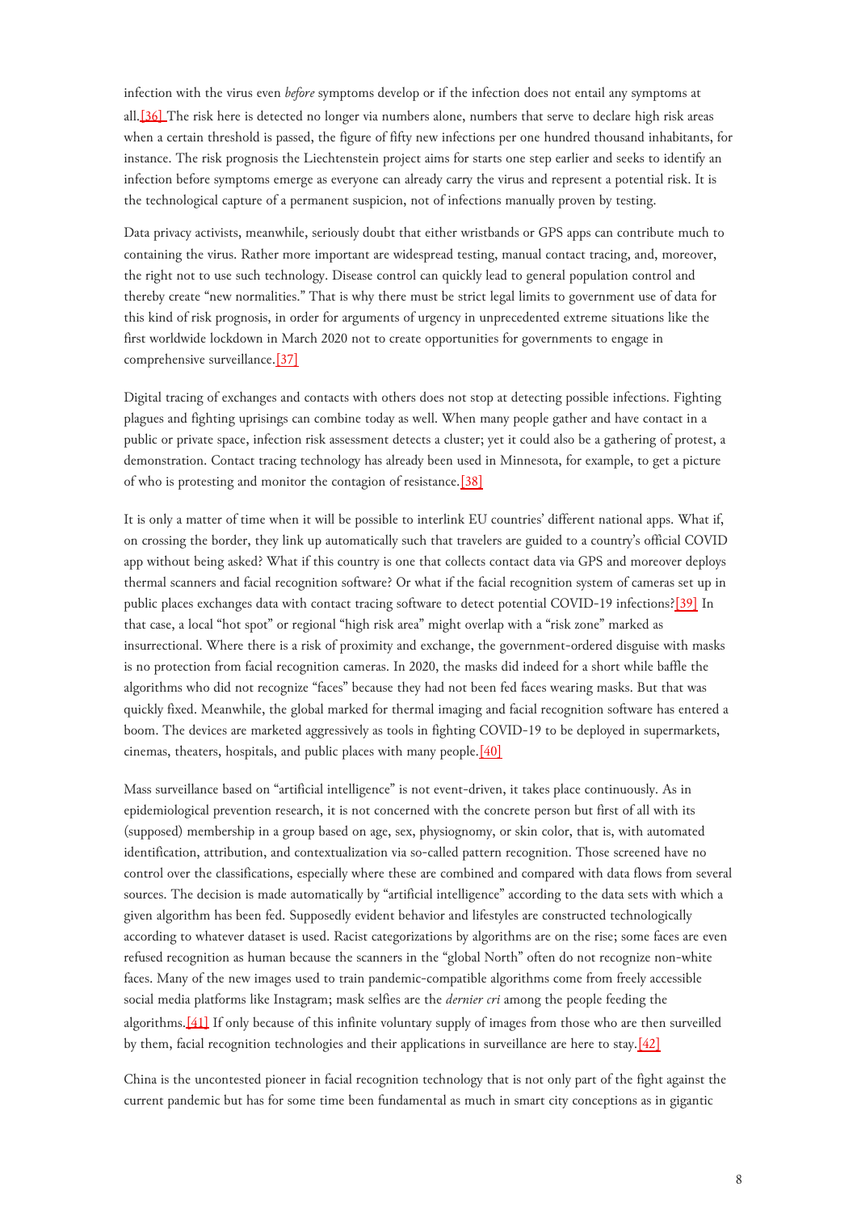infection with the virus even *before* symptoms develop or if the infection does not entail any symptoms at all.[36] The risk here is detected no longer via numbers alone, numbers that serve to declare high risk areas when a certain threshold is passed, the figure of fifty new infections per one hundred thousand inhabitants, for instance. The risk prognosis the Liechtenstein project aims for starts one step earlier and seeks to identify an infection before symptoms emerge as everyone can already carry the virus and represent a potential risk. It is the technological capture of a permanent suspicion, not of infections manually proven by testing.

Data privacy activists, meanwhile, seriously doubt that either wristbands or GPS apps can contribute much to containing the virus. Rather more important are widespread testing, manual contact tracing, and, moreover, the right not to use such technology. Disease control can quickly lead to general population control and thereby create "new normalities." That is why there must be strict legal limits to government use of data for this kind of risk prognosis, in order for arguments of urgency in unprecedented extreme situations like the first worldwide lockdown in March 2020 not to create opportunities for governments to engage in comprehensive surveillance.[37]

Digital tracing of exchanges and contacts with others does not stop at detecting possible infections. Fighting plagues and fighting uprisings can combine today as well. When many people gather and have contact in a public or private space, infection risk assessment detects a cluster; yet it could also be a gathering of protest, a demonstration. Contact tracing technology has already been used in Minnesota, for example, to get a picture of who is protesting and monitor the contagion of resistance.[38]

It is only a matter of time when it will be possible to interlink EU countries' different national apps. What if, on crossing the border, they link up automatically such that travelers are guided to a country's official COVID app without being asked? What if this country is one that collects contact data via GPS and moreover deploys thermal scanners and facial recognition software? Or what if the facial recognition system of cameras set up in public places exchanges data with contact tracing software to detect potential COVID-19 infections?[39] In that case, a local "hot spot" or regional "high risk area" might overlap with a "risk zone" marked as insurrectional. Where there is a risk of proximity and exchange, the government-ordered disguise with masks is no protection from facial recognition cameras. In 2020, the masks did indeed for a short while baffle the algorithms who did not recognize "faces" because they had not been fed faces wearing masks. But that was quickly fixed. Meanwhile, the global marked for thermal imaging and facial recognition software has entered a boom. The devices are marketed aggressively as tools in fighting COVID-19 to be deployed in supermarkets, cinemas, theaters, hospitals, and public places with many people.[40]

Mass surveillance based on "artificial intelligence" is not event-driven, it takes place continuously. As in epidemiological prevention research, it is not concerned with the concrete person but first of all with its (supposed) membership in a group based on age, sex, physiognomy, or skin color, that is, with automated identification, attribution, and contextualization via so-called pattern recognition. Those screened have no control over the classifications, especially where these are combined and compared with data flows from several sources. The decision is made automatically by "artificial intelligence" according to the data sets with which a given algorithm has been fed. Supposedly evident behavior and lifestyles are constructed technologically according to whatever dataset is used. Racist categorizations by algorithms are on the rise; some faces are even refused recognition as human because the scanners in the "global North" often do not recognize non-white faces. Many of the new images used to train pandemic-compatible algorithms come from freely accessible social media platforms like Instagram; mask selfies are the *dernier cri* among the people feeding the algorithms.[41] If only because of this infinite voluntary supply of images from those who are then surveilled by them, facial recognition technologies and their applications in surveillance are here to stay.[42]

China is the uncontested pioneer in facial recognition technology that is not only part of the fight against the current pandemic but has for some time been fundamental as much in smart city conceptions as in gigantic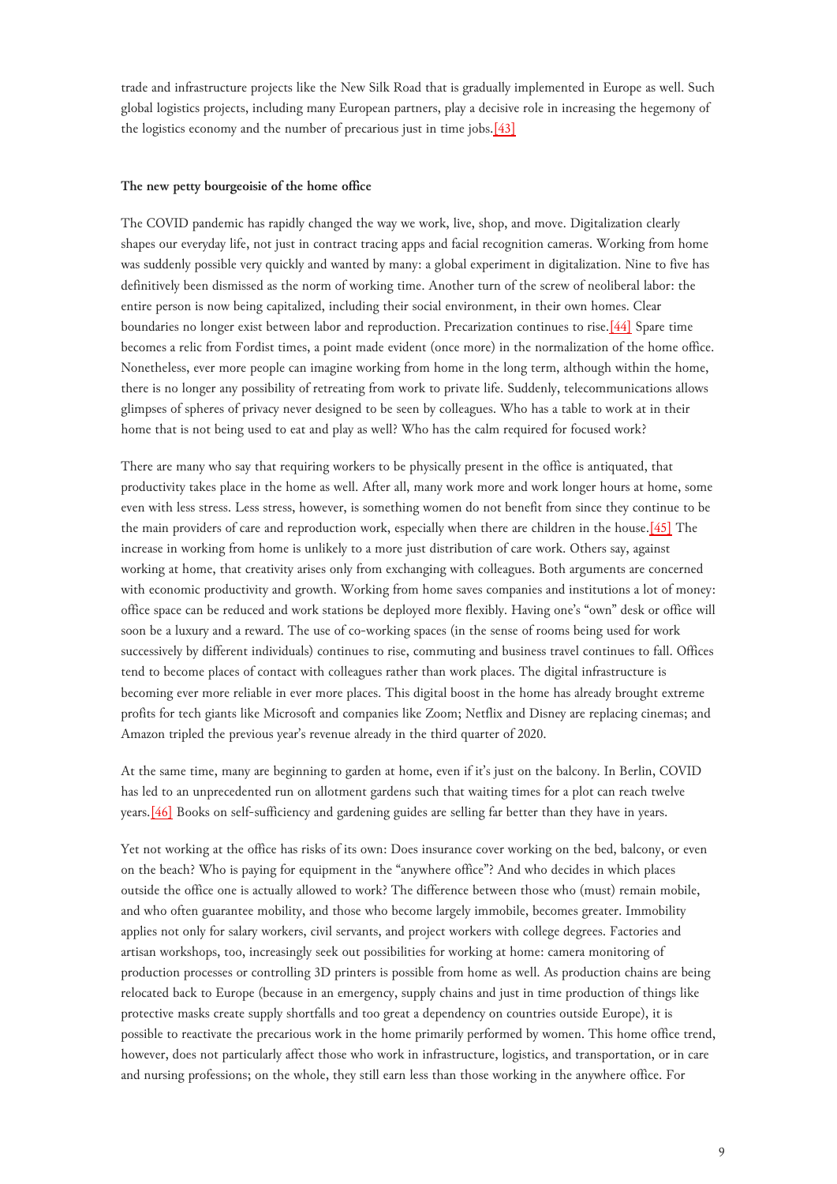trade and infrastructure projects like the New Silk Road that is gradually implemented in Europe as well. Such global logistics projects, including many European partners, play a decisive role in increasing the hegemony of the logistics economy and the number of precarious just in time jobs.[43]

**The new petty bourgeoisie of the home office**

The COVID pandemic has rapidly changed the way we work, live, shop, and move. Digitalization clearly shapes our everyday life, not just in contract tracing apps and facial recognition cameras. Working from home was suddenly possible very quickly and wanted by many: a global experiment in digitalization. Nine to five has definitively been dismissed as the norm of working time. Another turn of the screw of neoliberal labor: the entire person is now being capitalized, including their social environment, in their own homes. Clear boundaries no longer exist between labor and reproduction. Precarization continues to rise.[44] Spare time becomes a relic from Fordist times, a point made evident (once more) in the normalization of the home office. Nonetheless, ever more people can imagine working from home in the long term, although within the home, there is no longer any possibility of retreating from work to private life. Suddenly, telecommunications allows glimpses of spheres of privacy never designed to be seen by colleagues. Who has a table to work at in their home that is not being used to eat and play as well? Who has the calm required for focused work?

There are many who say that requiring workers to be physically present in the office is antiquated, that productivity takes place in the home as well. After all, many work more and work longer hours at home, some even with less stress. Less stress, however, is something women do not benefit from since they continue to be the main providers of care and reproduction work, especially when there are children in the house.[45] The increase in working from home is unlikely to a more just distribution of care work. Others say, against working at home, that creativity arises only from exchanging with colleagues. Both arguments are concerned with economic productivity and growth. Working from home saves companies and institutions a lot of money: office space can be reduced and work stations be deployed more flexibly. Having one's "own" desk or office will soon be a luxury and a reward. The use of co-working spaces (in the sense of rooms being used for work successively by different individuals) continues to rise, commuting and business travel continues to fall. Offices tend to become places of contact with colleagues rather than work places. The digital infrastructure is becoming ever more reliable in ever more places. This digital boost in the home has already brought extreme profits for tech giants like Microsoft and companies like Zoom; Netflix and Disney are replacing cinemas; and Amazon tripled the previous year's revenue already in the third quarter of 2020.

At the same time, many are beginning to garden at home, even if it's just on the balcony. In Berlin, COVID has led to an unprecedented run on allotment gardens such that waiting times for a plot can reach twelve years.[46] Books on self-sufficiency and gardening guides are selling far better than they have in years.

Yet not working at the office has risks of its own: Does insurance cover working on the bed, balcony, or even on the beach? Who is paying for equipment in the "anywhere office"? And who decides in which places outside the office one is actually allowed to work? The difference between those who (must) remain mobile, and who often guarantee mobility, and those who become largely immobile, becomes greater. Immobility applies not only for salary workers, civil servants, and project workers with college degrees. Factories and artisan workshops, too, increasingly seek out possibilities for working at home: camera monitoring of production processes or controlling 3D printers is possible from home as well. As production chains are being relocated back to Europe (because in an emergency, supply chains and just in time production of things like protective masks create supply shortfalls and too great a dependency on countries outside Europe), it is possible to reactivate the precarious work in the home primarily performed by women. This home office trend, however, does not particularly affect those who work in infrastructure, logistics, and transportation, or in care and nursing professions; on the whole, they still earn less than those working in the anywhere office. For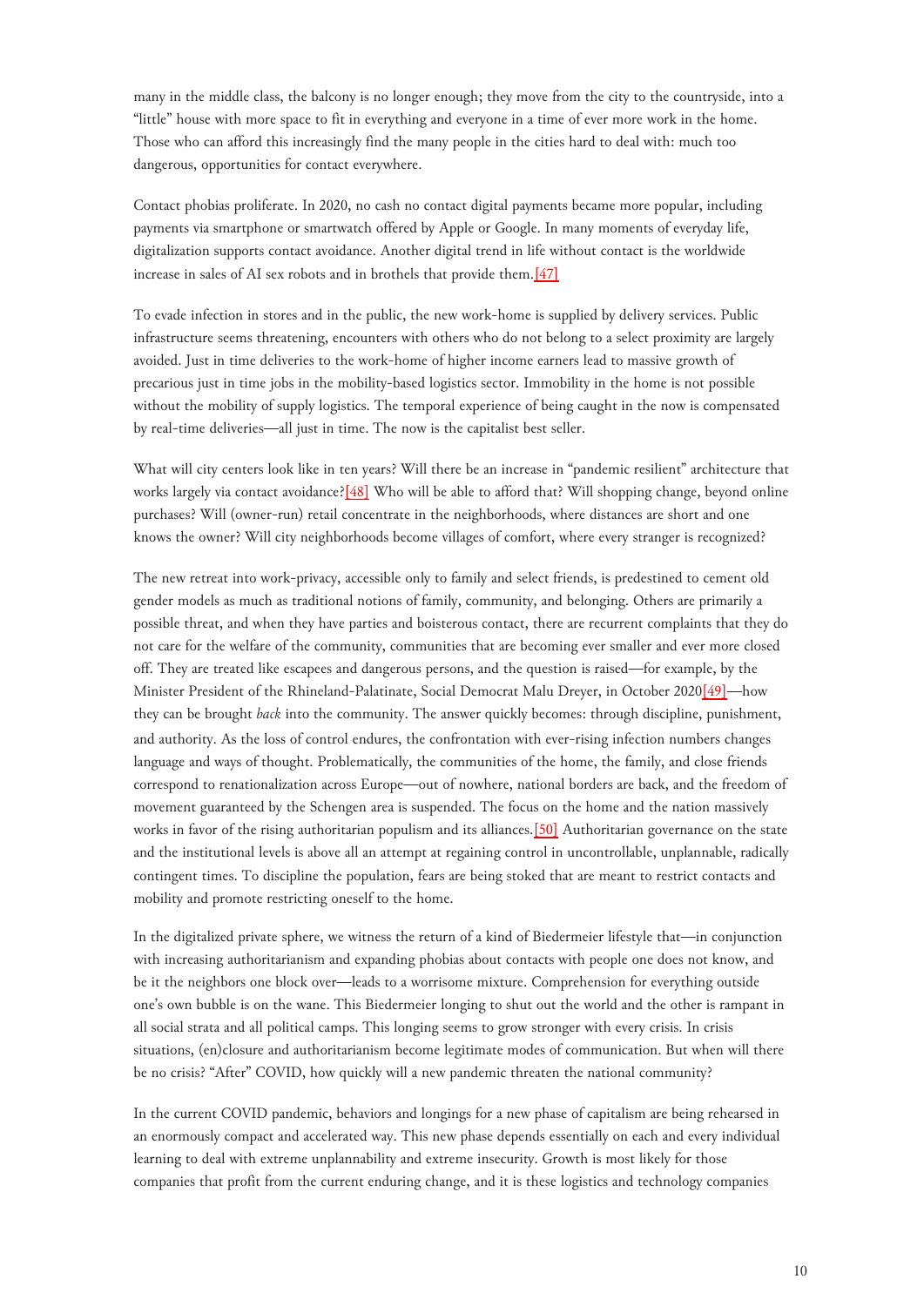many in the middle class, the balcony is no longer enough; they move from the city to the countryside, into a "little" house with more space to fit in everything and everyone in a time of ever more work in the home. Those who can afford this increasingly find the many people in the cities hard to deal with: much too dangerous, opportunities for contact everywhere.

Contact phobias proliferate. In 2020, no cash no contact digital payments became more popular, including payments via smartphone or smartwatch offered by Apple or Google. In many moments of everyday life, digitalization supports contact avoidance. Another digital trend in life without contact is the worldwide increase in sales of AI sex robots and in brothels that provide them.[47]

To evade infection in stores and in the public, the new work-home is supplied by delivery services. Public infrastructure seems threatening, encounters with others who do not belong to a select proximity are largely avoided. Just in time deliveries to the work-home of higher income earners lead to massive growth of precarious just in time jobs in the mobility-based logistics sector. Immobility in the home is not possible without the mobility of supply logistics. The temporal experience of being caught in the now is compensated by real-time deliveries—all just in time. The now is the capitalist best seller.

What will city centers look like in ten years? Will there be an increase in "pandemic resilient" architecture that works largely via contact avoidance?[48] Who will be able to afford that? Will shopping change, beyond online purchases? Will (owner-run) retail concentrate in the neighborhoods, where distances are short and one knows the owner? Will city neighborhoods become villages of comfort, where every stranger is recognized?

The new retreat into work-privacy, accessible only to family and select friends, is predestined to cement old gender models as much as traditional notions of family, community, and belonging. Others are primarily a possible threat, and when they have parties and boisterous contact, there are recurrent complaints that they do not care for the welfare of the community, communities that are becoming ever smaller and ever more closed off. They are treated like escapees and dangerous persons, and the question is raised—for example, by the Minister President of the Rhineland-Palatinate, Social Democrat Malu Dreyer, in October 2020[49]—how they can be brought *back* into the community. The answer quickly becomes: through discipline, punishment, and authority. As the loss of control endures, the confrontation with ever-rising infection numbers changes language and ways of thought. Problematically, the communities of the home, the family, and close friends correspond to renationalization across Europe—out of nowhere, national borders are back, and the freedom of movement guaranteed by the Schengen area is suspended. The focus on the home and the nation massively works in favor of the rising authoritarian populism and its alliances.[50] Authoritarian governance on the state and the institutional levels is above all an attempt at regaining control in uncontrollable, unplannable, radically contingent times. To discipline the population, fears are being stoked that are meant to restrict contacts and mobility and promote restricting oneself to the home.

In the digitalized private sphere, we witness the return of a kind of Biedermeier lifestyle that—in conjunction with increasing authoritarianism and expanding phobias about contacts with people one does not know, and be it the neighbors one block over—leads to a worrisome mixture. Comprehension for everything outside one's own bubble is on the wane. This Biedermeier longing to shut out the world and the other is rampant in all social strata and all political camps. This longing seems to grow stronger with every crisis. In crisis situations, (en)closure and authoritarianism become legitimate modes of communication. But when will there be no crisis? "After" COVID, how quickly will a new pandemic threaten the national community?

In the current COVID pandemic, behaviors and longings for a new phase of capitalism are being rehearsed in an enormously compact and accelerated way. This new phase depends essentially on each and every individual learning to deal with extreme unplannability and extreme insecurity. Growth is most likely for those companies that profit from the current enduring change, and it is these logistics and technology companies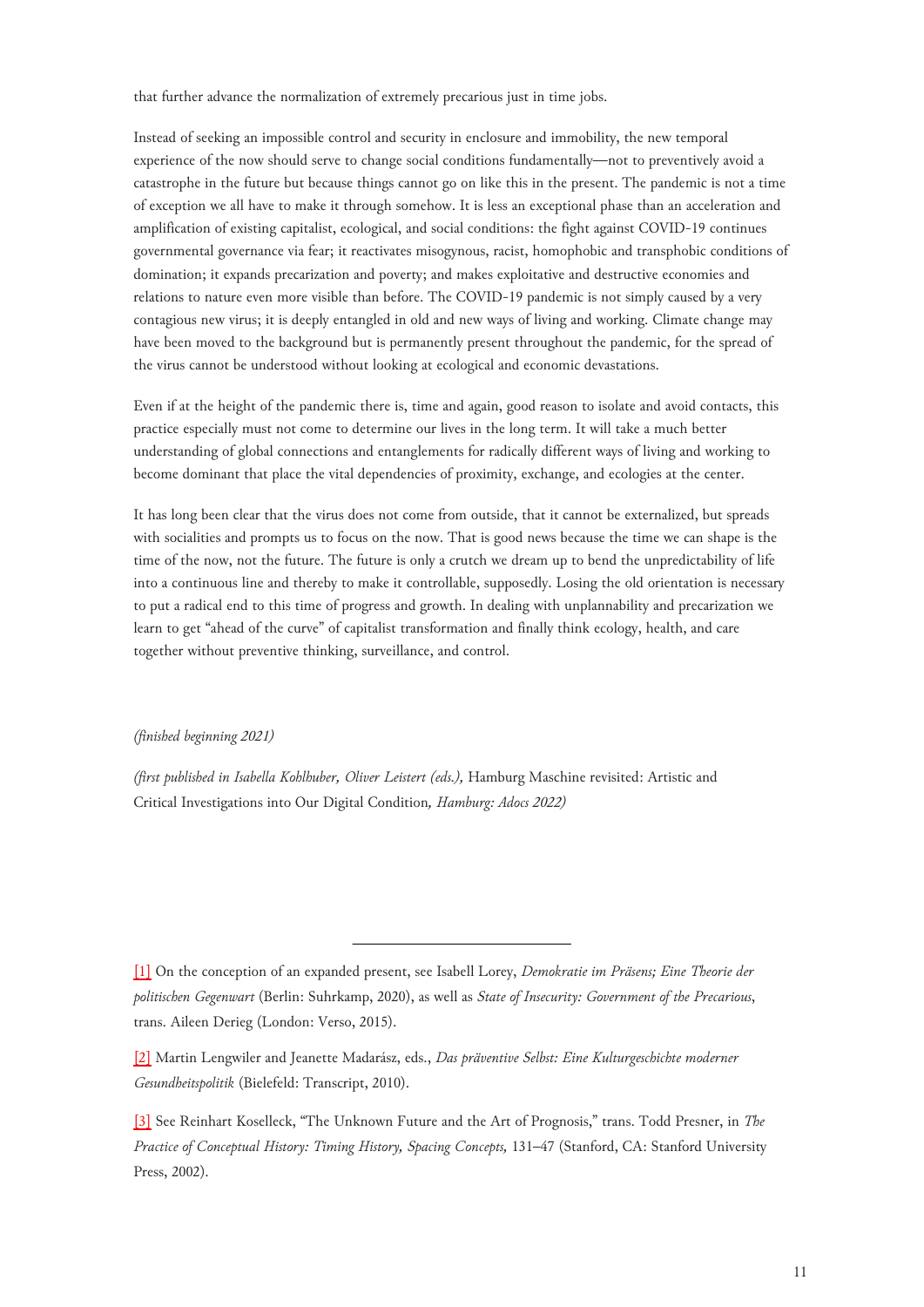that further advance the normalization of extremely precarious just in time jobs.

Instead of seeking an impossible control and security in enclosure and immobility, the new temporal experience of the now should serve to change social conditions fundamentally—not to preventively avoid a catastrophe in the future but because things cannot go on like this in the present. The pandemic is not a time of exception we all have to make it through somehow. It is less an exceptional phase than an acceleration and amplification of existing capitalist, ecological, and social conditions: the fight against COVID-19 continues governmental governance via fear; it reactivates misogynous, racist, homophobic and transphobic conditions of domination; it expands precarization and poverty; and makes exploitative and destructive economies and relations to nature even more visible than before. The COVID-19 pandemic is not simply caused by a very contagious new virus; it is deeply entangled in old and new ways of living and working. Climate change may have been moved to the background but is permanently present throughout the pandemic, for the spread of the virus cannot be understood without looking at ecological and economic devastations.

Even if at the height of the pandemic there is, time and again, good reason to isolate and avoid contacts, this practice especially must not come to determine our lives in the long term. It will take a much better understanding of global connections and entanglements for radically different ways of living and working to become dominant that place the vital dependencies of proximity, exchange, and ecologies at the center.

It has long been clear that the virus does not come from outside, that it cannot be externalized, but spreads with socialities and prompts us to focus on the now. That is good news because the time we can shape is the time of the now, not the future. The future is only a crutch we dream up to bend the unpredictability of life into a continuous line and thereby to make it controllable, supposedly. Losing the old orientation is necessary to put a radical end to this time of progress and growth. In dealing with unplannability and precarization we learn to get "ahead of the curve" of capitalist transformation and finally think ecology, health, and care together without preventive thinking, surveillance, and control.

*(finished beginning 2021)*

*(first published in Isabella Kohlhuber, Oliver Leistert (eds.),* Hamburg Maschine revisited: Artistic and Critical Investigations into Our Digital Condition*, Hamburg: Adocs 2022)*

---

[1] On the conception of an expanded present, see Isabell Lorey, *Demokratie im Präsens; Eine Theorie der politischen Gegenwart* (Berlin: Suhrkamp, 2020), as well as *State of Insecurity: Government of the Precarious*, trans. Aileen Derieg (London: Verso, 2015).

[2] Martin Lengwiler and Jeanette Madarász, eds., *Das präventive Selbst: Eine Kulturgeschichte moderner Gesundheitspolitik* (Bielefeld: Transcript, 2010).

[3] See Reinhart Koselleck, "The Unknown Future and the Art of Prognosis," trans. Todd Presner, in *The Practice of Conceptual History: Timing History, Spacing Concepts,* 131–47 (Stanford, CA: Stanford University Press, 2002).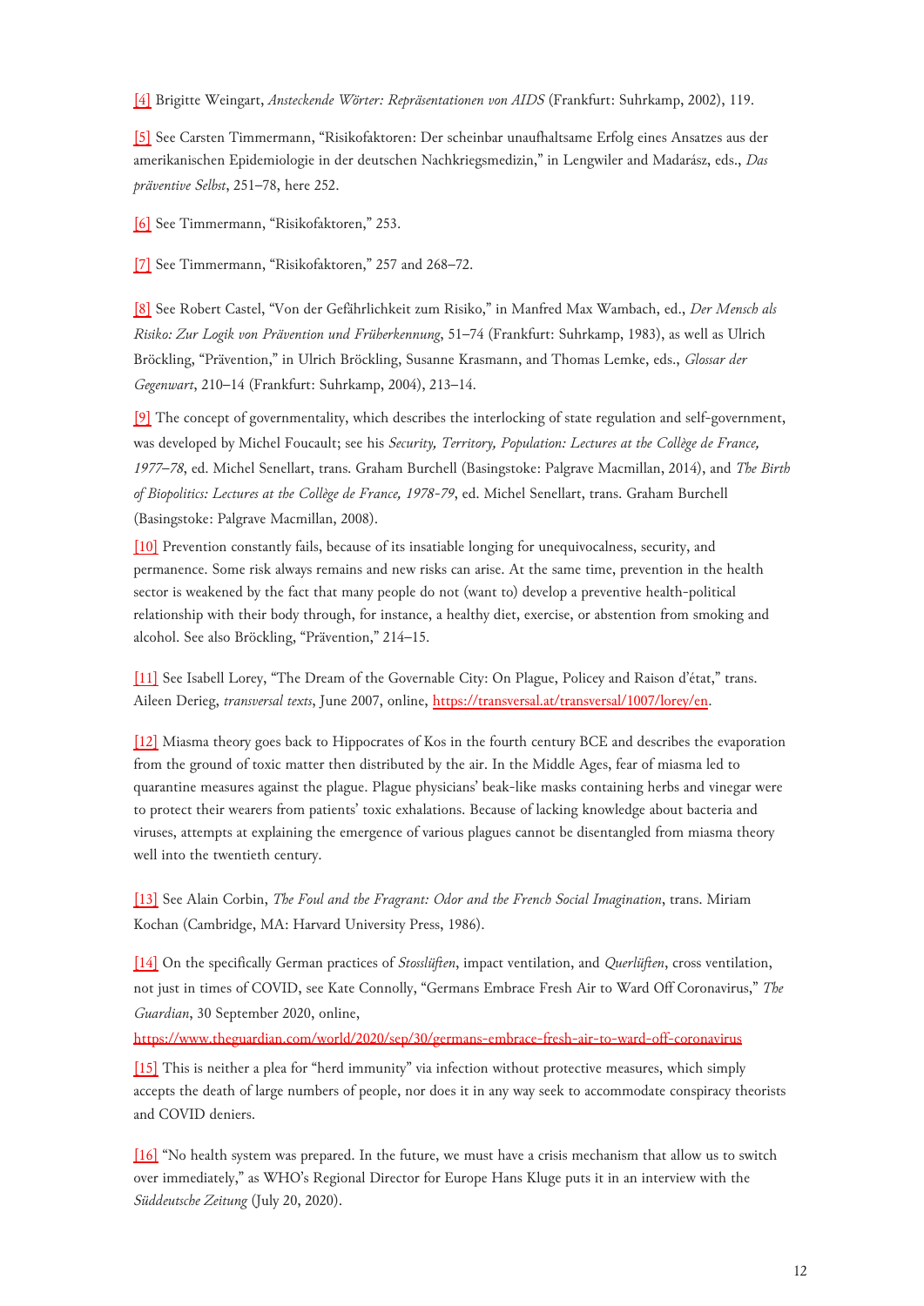[4] Brigitte Weingart, *Ansteckende Wörter: Repräsentationen von AIDS* (Frankfurt: Suhrkamp, 2002), 119.

[5] See Carsten Timmermann, "Risikofaktoren: Der scheinbar unaufhaltsame Erfolg eines Ansatzes aus der amerikanischen Epidemiologie in der deutschen Nachkriegsmedizin," in Lengwiler and Madarász, eds., *Das präventive Selbst*, 251–78, here 252.

[6] See Timmermann, "Risikofaktoren," 253.

[7] See Timmermann, "Risikofaktoren," 257 and 268–72.

[8] See Robert Castel, "Von der Gefährlichkeit zum Risiko," in Manfred Max Wambach, ed., *Der Mensch als Risiko: Zur Logik von Prävention und Früherkennung*, 51–74 (Frankfurt: Suhrkamp, 1983), as well as Ulrich Bröckling, "Prävention," in Ulrich Bröckling, Susanne Krasmann, and Thomas Lemke, eds., *Glossar der Gegenwart*, 210–14 (Frankfurt: Suhrkamp, 2004), 213–14.

[9] The concept of governmentality, which describes the interlocking of state regulation and self-government, was developed by Michel Foucault; see his *Security, Territory, Population: Lectures at the Collège de France, 1977–78*, ed. Michel Senellart, trans. Graham Burchell (Basingstoke: Palgrave Macmillan, 2014), and *The Birth of Biopolitics: Lectures at the Collège de France, 1978-79*, ed. Michel Senellart, trans. Graham Burchell (Basingstoke: Palgrave Macmillan, 2008).

[10] Prevention constantly fails, because of its insatiable longing for unequivocalness, security, and permanence. Some risk always remains and new risks can arise. At the same time, prevention in the health sector is weakened by the fact that many people do not (want to) develop a preventive health-political relationship with their body through, for instance, a healthy diet, exercise, or abstention from smoking and alcohol. See also Bröckling, "Prävention," 214–15.

[11] See Isabell Lorey, "The Dream of the Governable City: On Plague, Policey and Raison d'état," trans. Aileen Derieg, *transversal texts*, June 2007, online, https://transversal.at/transversal/1007/lorey/en.

[12] Miasma theory goes back to Hippocrates of Kos in the fourth century BCE and describes the evaporation from the ground of toxic matter then distributed by the air. In the Middle Ages, fear of miasma led to quarantine measures against the plague. Plague physicians' beak-like masks containing herbs and vinegar were to protect their wearers from patients' toxic exhalations. Because of lacking knowledge about bacteria and viruses, attempts at explaining the emergence of various plagues cannot be disentangled from miasma theory well into the twentieth century.

[13] See Alain Corbin, *The Foul and the Fragrant: Odor and the French Social Imagination*, trans. Miriam Kochan (Cambridge, MA: Harvard University Press, 1986).

[14] On the specifically German practices of *Stosslüften*, impact ventilation, and *Querlüften*, cross ventilation, not just in times of COVID, see Kate Connolly, "Germans Embrace Fresh Air to Ward Off Coronavirus," *The Guardian*, 30 September 2020, online, https://www.theguardian.com/world/2020/sep/30/germans-embrace-fresh-air-to-ward-off-coronavirus

[15] This is neither a plea for "herd immunity" via infection without protective measures, which simply accepts the death of large numbers of people, nor does it in any way seek to accommodate conspiracy theorists and COVID deniers.

[16] "No health system was prepared. In the future, we must have a crisis mechanism that allow us to switch over immediately," as WHO's Regional Director for Europe Hans Kluge puts it in an interview with the *Süddeutsche Zeitung* (July 20, 2020).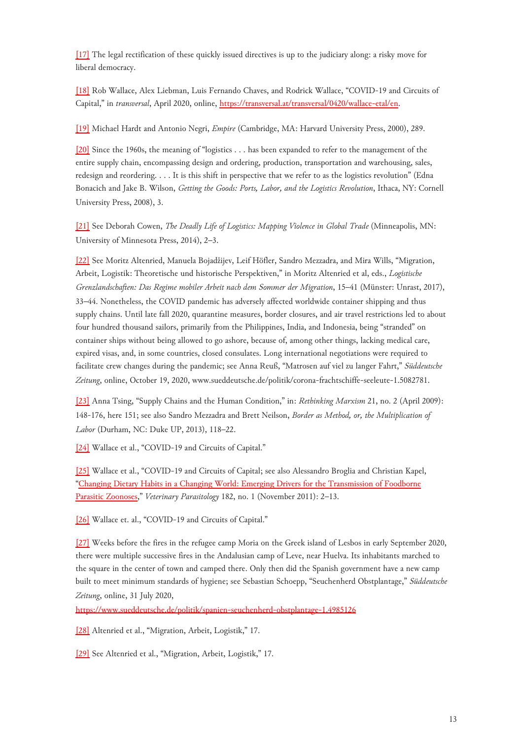[17] The legal rectification of these quickly issued directives is up to the judiciary along: a risky move for liberal democracy.

[18] Rob Wallace, Alex Liebman, Luis Fernando Chaves, and Rodrick Wallace, "COVID-19 and Circuits of Capital," in *transversal*, April 2020, online, https://transversal.at/transversal/0420/wallace-etal/en.

[19] Michael Hardt and Antonio Negri, *Empire* (Cambridge, MA: Harvard University Press, 2000), 289.

[20] Since the 1960s, the meaning of "logistics . . . has been expanded to refer to the management of the entire supply chain, encompassing design and ordering, production, transportation and warehousing, sales, redesign and reordering. . . . It is this shift in perspective that we refer to as the logistics revolution" (Edna Bonacich and Jake B. Wilson, *Getting the Goods: Ports, Labor, and the Logistics Revolution*, Ithaca, NY: Cornell University Press, 2008), 3.

[21] See Deborah Cowen, *The Deadly Life of Logistics: Mapping Violence in Global Trade* (Minneapolis, MN: University of Minnesota Press, 2014), 2–3.

[22] See Moritz Altenried, Manuela Bojadžijev, Leif Höfler, Sandro Mezzadra, and Mira Wills, "Migration, Arbeit, Logistik: Theoretische und historische Perspektiven," in Moritz Altenried et al, eds., *Logistische Grenzlandschaften: Das Regime mobiler Arbeit nach dem Sommer der Migration*, 15–41 (Münster: Unrast, 2017), 33–44. Nonetheless, the COVID pandemic has adversely affected worldwide container shipping and thus supply chains. Until late fall 2020, quarantine measures, border closures, and air travel restrictions led to about four hundred thousand sailors, primarily from the Philippines, India, and Indonesia, being "stranded" on container ships without being allowed to go ashore, because of, among other things, lacking medical care, expired visas, and, in some countries, closed consulates. Long international negotiations were required to facilitate crew changes during the pandemic; see Anna Reuß, "Matrosen auf viel zu langer Fahrt," *Süddeutsche Zeitung*, online, October 19, 2020, www.sueddeutsche.de/politik/corona-frachtschiffe-seeleute-1.5082781.

[23] Anna Tsing, "Supply Chains and the Human Condition," in: *Rethinking Marxism* 21, no. 2 (April 2009): 148-176, here 151; see also Sandro Mezzadra and Brett Neilson, *Border as Method, or, the Multiplication of Labor* (Durham, NC: Duke UP, 2013), 118–22.

[24] Wallace et al., "COVID-19 and Circuits of Capital."

[25] Wallace et al., "COVID-19 and Circuits of Capital; see also Alessandro Broglia and Christian Kapel, "Changing Dietary Habits in a Changing World: Emerging Drivers for the Transmission of Foodborne Parasitic Zoonoses," *Veterinary Parasitology* 182, no. 1 (November 2011): 2–13.

[26] Wallace et. al., "COVID-19 and Circuits of Capital."

[27] Weeks before the fires in the refugee camp Moria on the Greek island of Lesbos in early September 2020, there were multiple successive fires in the Andalusian camp of Leve, near Huelva. Its inhabitants marched to the square in the center of town and camped there. Only then did the Spanish government have a new camp built to meet minimum standards of hygiene; see Sebastian Schoepp, "Seuchenherd Obstplantage," *Süddeutsche Zeitung*, online, 31 July 2020, https://www.sueddeutsche.de/politik/spanien-seuchenherd-obstplantage-1.4985126

[28] Altenried et al., "Migration, Arbeit, Logistik," 17.

[29] See Altenried et al., "Migration, Arbeit, Logistik," 17.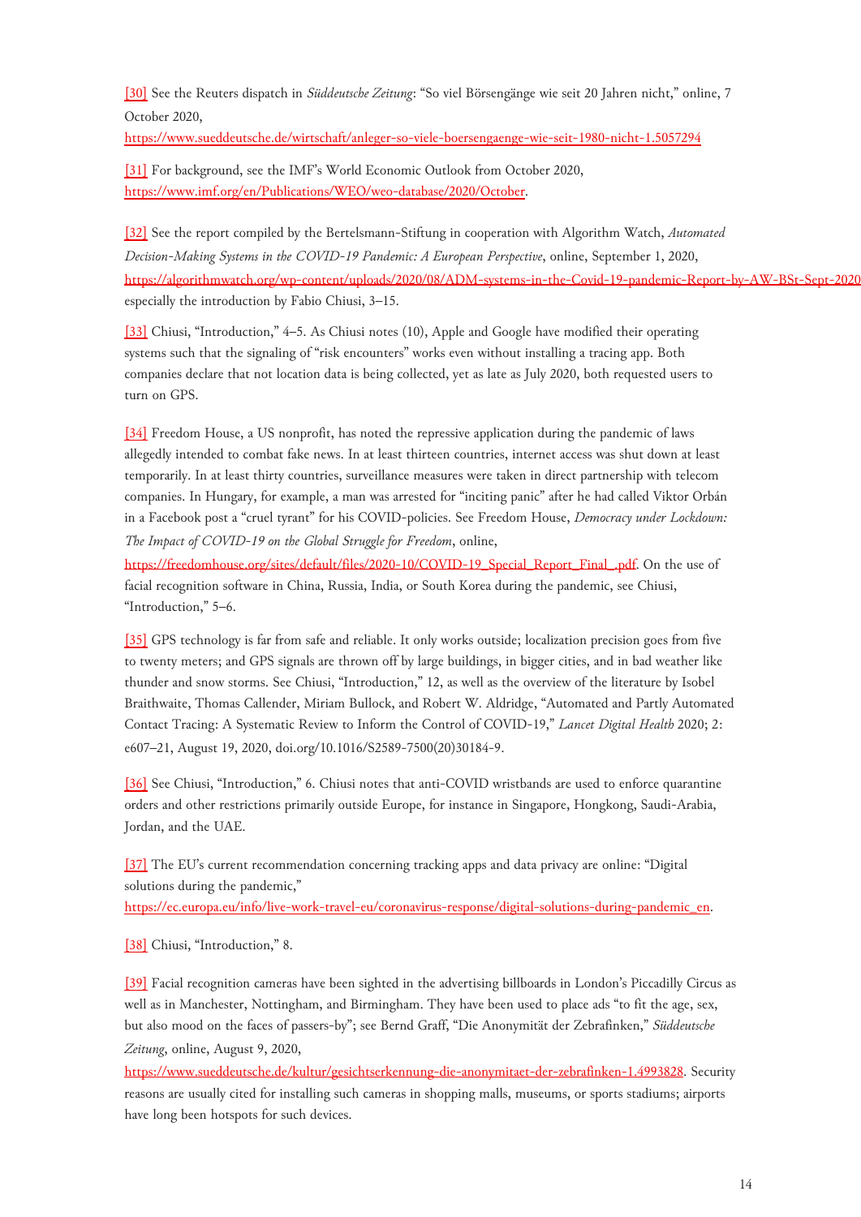[30] See the Reuters dispatch in *Süddeutsche Zeitung*: "So viel Börsengänge wie seit 20 Jahren nicht," online, 7 October 2020, https://www.sueddeutsche.de/wirtschaft/anleger-so-viele-boersengaenge-wie-seit-1980-nicht-1.5057294

[31] For background, see the IMF's World Economic Outlook from October 2020, https://www.imf.org/en/Publications/WEO/weo-database/2020/October.

[32] See the report compiled by the Bertelsmann-Stiftung in cooperation with Algorithm Watch, *Automated Decision-Making Systems in the COVID-19 Pandemic: A European Perspective*, online, September 1, 2020, https://algorithmwatch.org/wp-content/uploads/2020/08/ADM-systems-in-the-Covid-19-pandemic-Report-by-AW-BSt-Sept-2020 especially the introduction by Fabio Chiusi, 3–15.

[33] Chiusi, "Introduction," 4–5. As Chiusi notes (10), Apple and Google have modified their operating systems such that the signaling of "risk encounters" works even without installing a tracing app. Both companies declare that not location data is being collected, yet as late as July 2020, both requested users to turn on GPS.

[34] Freedom House, a US nonprofit, has noted the repressive application during the pandemic of laws allegedly intended to combat fake news. In at least thirteen countries, internet access was shut down at least temporarily. In at least thirty countries, surveillance measures were taken in direct partnership with telecom companies. In Hungary, for example, a man was arrested for "inciting panic" after he had called Viktor Orbán in a Facebook post a "cruel tyrant" for his COVID-policies. See Freedom House, *Democracy under Lockdown: The Impact of COVID-19 on the Global Struggle for Freedom*, online, https://freedomhouse.org/sites/default/files/2020-10/COVID-19_Special_Report_Final_.pdf. On the use of facial recognition software in China, Russia, India, or South Korea during the pandemic, see Chiusi, "Introduction," 5–6.

[35] GPS technology is far from safe and reliable. It only works outside; localization precision goes from five to twenty meters; and GPS signals are thrown off by large buildings, in bigger cities, and in bad weather like thunder and snow storms. See Chiusi, "Introduction," 12, as well as the overview of the literature by Isobel Braithwaite, Thomas Callender, Miriam Bullock, and Robert W. Aldridge, "Automated and Partly Automated Contact Tracing: A Systematic Review to Inform the Control of COVID-19," *Lancet Digital Health* 2020; 2: e607–21, August 19, 2020, doi.org/10.1016/S2589-7500(20)30184-9.

[36] See Chiusi, "Introduction," 6. Chiusi notes that anti-COVID wristbands are used to enforce quarantine orders and other restrictions primarily outside Europe, for instance in Singapore, Hongkong, Saudi-Arabia, Jordan, and the UAE.

[37] The EU's current recommendation concerning tracking apps and data privacy are online: "Digital solutions during the pandemic," https://ec.europa.eu/info/live-work-travel-eu/coronavirus-response/digital-solutions-during-pandemic_en.

[38] Chiusi, "Introduction," 8.

[39] Facial recognition cameras have been sighted in the advertising billboards in London's Piccadilly Circus as well as in Manchester, Nottingham, and Birmingham. They have been used to place ads "to fit the age, sex, but also mood on the faces of passers-by"; see Bernd Graff, "Die Anonymität der Zebrafinken," *Süddeutsche Zeitung*, online, August 9, 2020, https://www.sueddeutsche.de/kultur/gesichtserkennung-die-anonymitaet-der-zebrafinken-1.4993828. Security reasons are usually cited for installing such cameras in shopping malls, museums, or sports stadiums; airports have long been hotspots for such devices.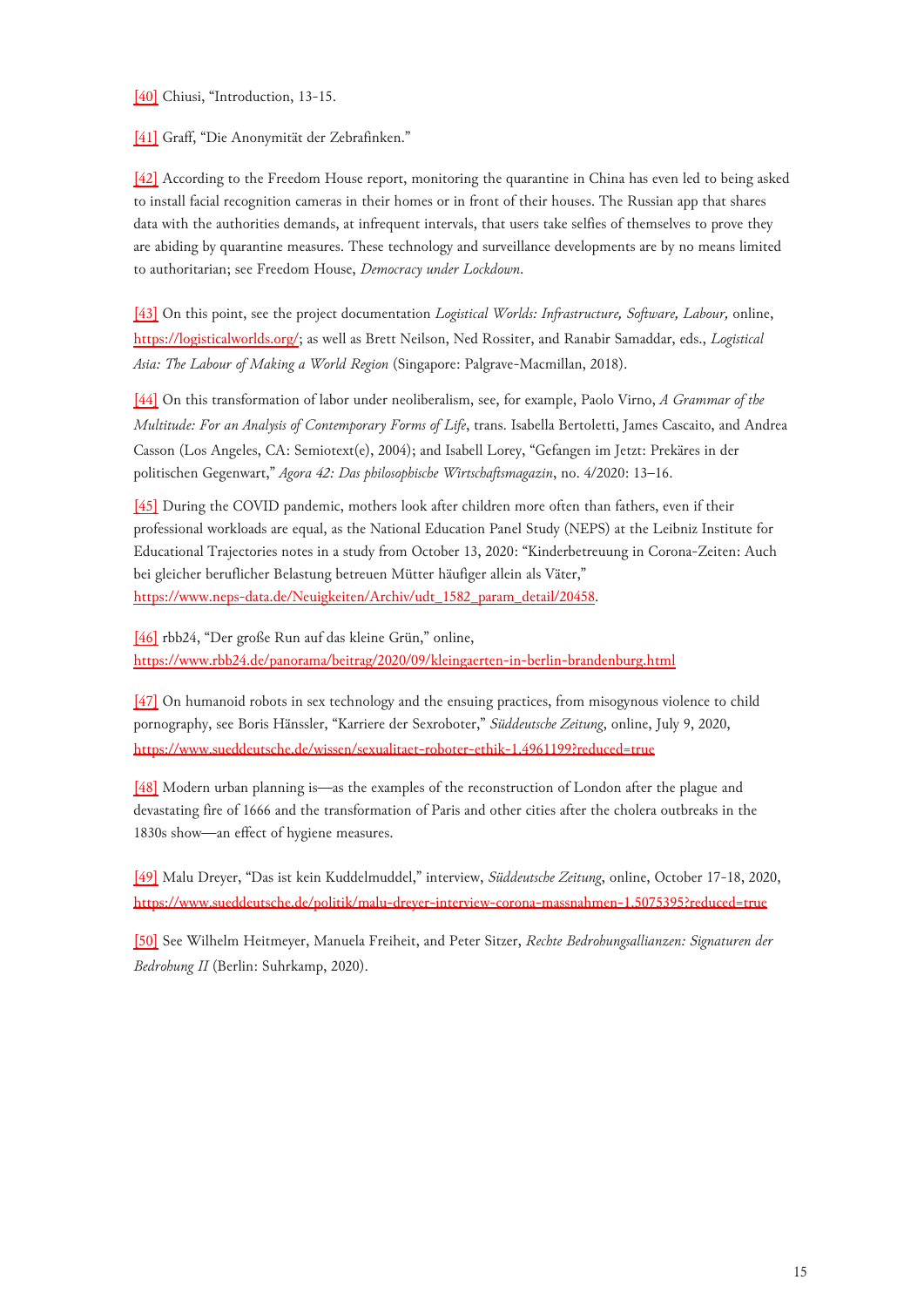[40] Chiusi, “Introduction, 13-15.

[41] Graff, “Die Anonymität der Zebrafinken.”

[42] According to the Freedom House report, monitoring the quarantine in China has even led to being asked to install facial recognition cameras in their homes or in front of their houses. The Russian app that shares data with the authorities demands, at infrequent intervals, that users take selfies of themselves to prove they are abiding by quarantine measures. These technology and surveillance developments are by no means limited to authoritarian; see Freedom House, *Democracy under Lockdown*.

[43] On this point, see the project documentation *Logistical Worlds: Infrastructure, Software, Labour,* online, https://logisticalworlds.org/; as well as Brett Neilson, Ned Rossiter, and Ranabir Samaddar, eds., *Logistical Asia: The Labour of Making a World Region* (Singapore: Palgrave-Macmillan, 2018).

[44] On this transformation of labor under neoliberalism, see, for example, Paolo Virno, *A Grammar of the Multitude: For an Analysis of Contemporary Forms of Life*, trans. Isabella Bertoletti, James Cascaito, and Andrea Casson (Los Angeles, CA: Semiotext(e), 2004); and Isabell Lorey, “Gefangen im Jetzt: Prekäres in der politischen Gegenwart,” *Agora 42: Das philosophische Wirtschaftsmagazin*, no. 4/2020: 13–16.

[45] During the COVID pandemic, mothers look after children more often than fathers, even if their professional workloads are equal, as the National Education Panel Study (NEPS) at the Leibniz Institute for Educational Trajectories notes in a study from October 13, 2020: “Kinderbetreuung in Corona-Zeiten: Auch bei gleicher beruflicher Belastung betreuen Mütter häufiger allein als Väter,” https://www.neps-data.de/Neuigkeiten/Archiv/udt_1582_param_detail/20458.

[46] rbb24, “Der große Run auf das kleine Grün,” online, https://www.rbb24.de/panorama/beitrag/2020/09/kleingaerten-in-berlin-brandenburg.html

[47] On humanoid robots in sex technology and the ensuing practices, from misogynous violence to child pornography, see Boris Hänssler, “Karriere der Sexroboter,” *Süddeutsche Zeitung*, online, July 9, 2020, https://www.sueddeutsche.de/wissen/sexualitaet-roboter-ethik-1.4961199?reduced=true

[48] Modern urban planning is—as the examples of the reconstruction of London after the plague and devastating fire of 1666 and the transformation of Paris and other cities after the cholera outbreaks in the 1830s show—an effect of hygiene measures.

[49] Malu Dreyer, “Das ist kein Kuddelmuddel,” interview, *Süddeutsche Zeitung*, online, October 17-18, 2020, https://www.sueddeutsche.de/politik/malu-dreyer-interview-corona-massnahmen-1.5075395?reduced=true

[50] See Wilhelm Heitmeyer, Manuela Freiheit, and Peter Sitzer, *Rechte Bedrohungsallianzen: Signaturen der Bedrohung II* (Berlin: Suhrkamp, 2020).